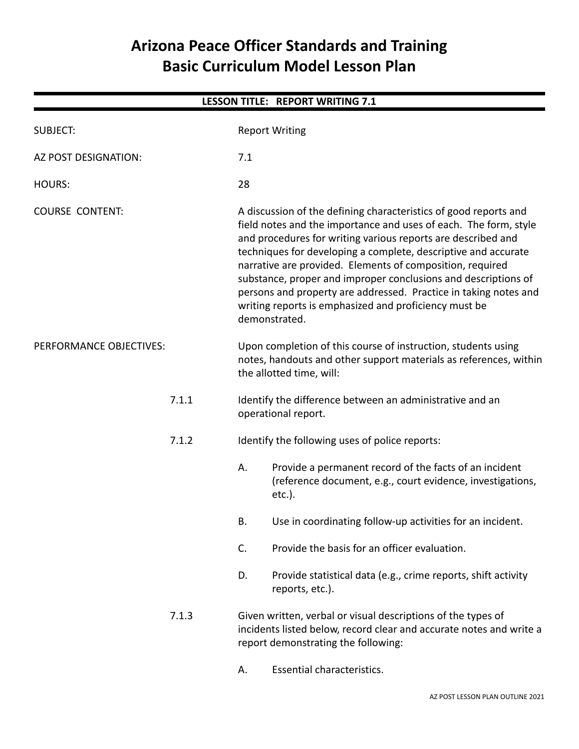# Arizona Peace Officer Standards and Training
# Basic Curriculum Model Lesson Plan

## LESSON TITLE: REPORT WRITING 7.1

SUBJECT: Report Writing

AZ POST DESIGNATION: 7.1

HOURS: 28

COURSE CONTENT: A discussion of the defining characteristics of good reports and field notes and the importance and uses of each. The form, style and procedures for writing various reports are described and techniques for developing a complete, descriptive and accurate narrative are provided. Elements of composition, required substance, proper and improper conclusions and descriptions of persons and property are addressed. Practice in taking notes and writing reports is emphasized and proficiency must be demonstrated.

PERFORMANCE OBJECTIVES: Upon completion of this course of instruction, students using notes, handouts and other support materials as references, within the allotted time, will:

7.1.1 Identify the difference between an administrative and an operational report.

7.1.2 Identify the following uses of police reports:

A. Provide a permanent record of the facts of an incident (reference document, e.g., court evidence, investigations, etc.).

B. Use in coordinating follow-up activities for an incident.

C. Provide the basis for an officer evaluation.

D. Provide statistical data (e.g., crime reports, shift activity reports, etc.).

7.1.3 Given written, verbal or visual descriptions of the types of incidents listed below, record clear and accurate notes and write a report demonstrating the following:

A. Essential characteristics.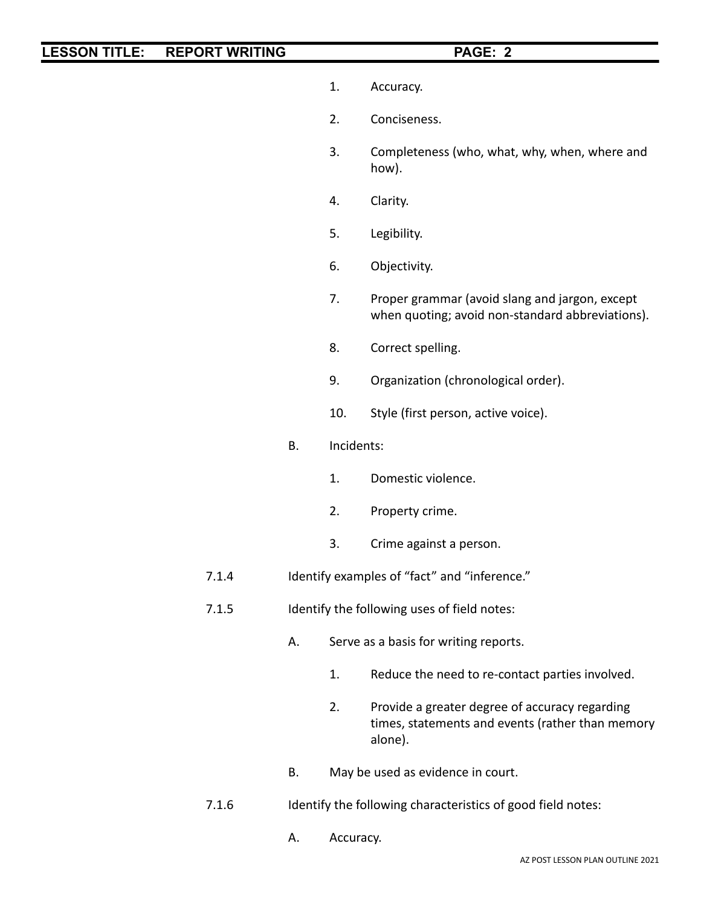1. Accuracy.

2. Conciseness.

3. Completeness (who, what, why, when, where and how).

4. Clarity.

5. Legibility.

6. Objectivity.

7. Proper grammar (avoid slang and jargon, except when quoting; avoid non-standard abbreviations).

8. Correct spelling.

9. Organization (chronological order).

10. Style (first person, active voice).

B. Incidents:

1. Domestic violence.

2. Property crime.

3. Crime against a person.

7.1.4 Identify examples of "fact" and "inference."

7.1.5 Identify the following uses of field notes:

A. Serve as a basis for writing reports.

1. Reduce the need to re-contact parties involved.

2. Provide a greater degree of accuracy regarding times, statements and events (rather than memory alone).

B. May be used as evidence in court.

7.1.6 Identify the following characteristics of good field notes:

A. Accuracy.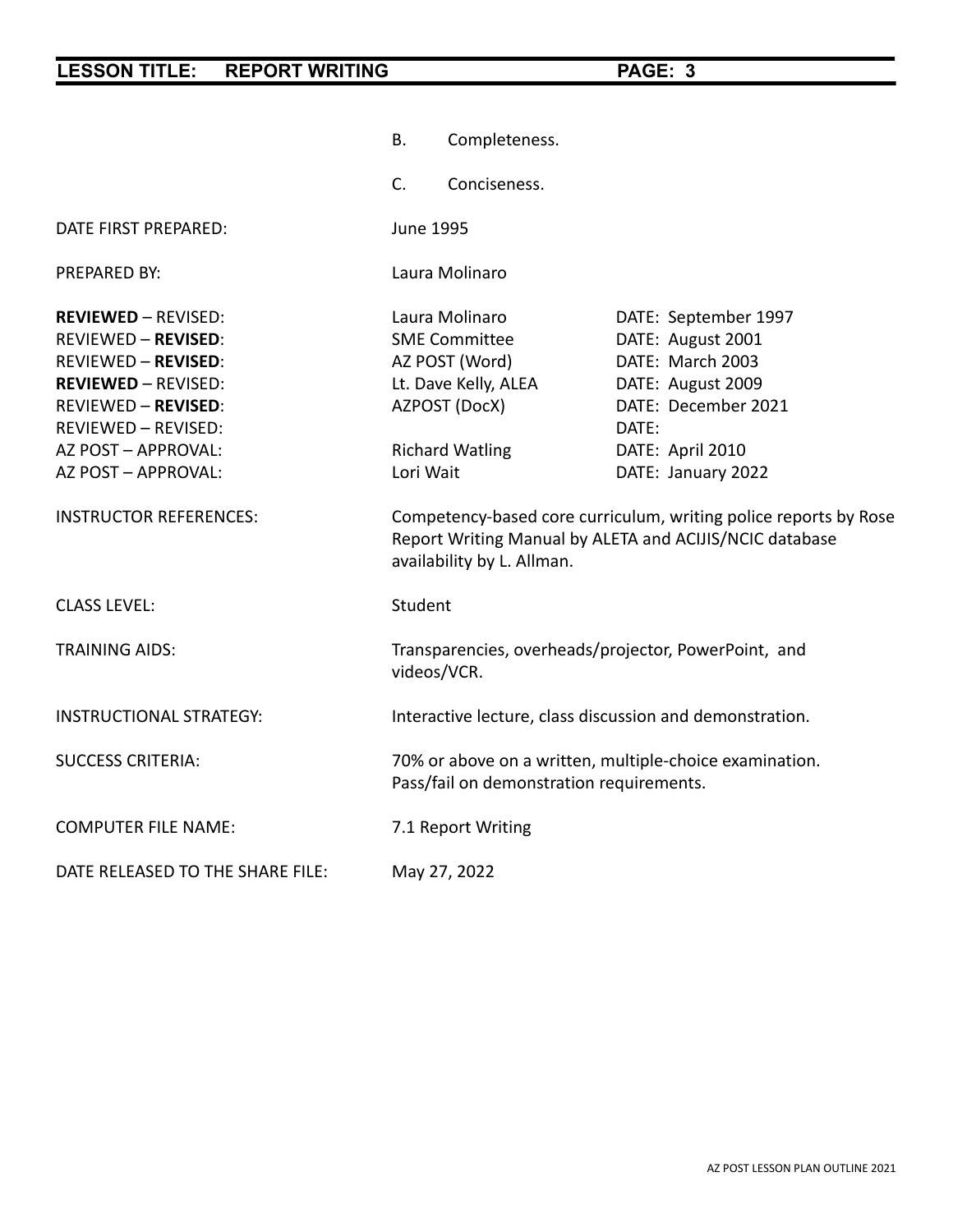B. Completeness.

C. Conciseness.

| | | |
|---|---|---|
| DATE FIRST PREPARED: | June 1995 | |
| PREPARED BY: | Laura Molinaro | |
| **REVIEWED** – REVISED: | Laura Molinaro | DATE: September 1997 |
| REVIEWED – **REVISED**: | SME Committee | DATE: August 2001 |
| REVIEWED – **REVISED**: | AZ POST (Word) | DATE: March 2003 |
| **REVIEWED** – REVISED: | Lt. Dave Kelly, ALEA | DATE: August 2009 |
| REVIEWED – **REVISED**: | AZPOST (DocX) | DATE: December 2021 |
| REVIEWED – REVISED: | | DATE: |
| AZ POST – APPROVAL: | Richard Watling | DATE: April 2010 |
| AZ POST – APPROVAL: | Lori Wait | DATE: January 2022 |

INSTRUCTOR REFERENCES: Competency-based core curriculum, writing police reports by Rose Report Writing Manual by ALETA and ACIJIS/NCIC database availability by L. Allman.

CLASS LEVEL: Student

TRAINING AIDS: Transparencies, overheads/projector, PowerPoint, and videos/VCR.

INSTRUCTIONAL STRATEGY: Interactive lecture, class discussion and demonstration.

SUCCESS CRITERIA: 70% or above on a written, multiple-choice examination. Pass/fail on demonstration requirements.

COMPUTER FILE NAME: 7.1 Report Writing

DATE RELEASED TO THE SHARE FILE: May 27, 2022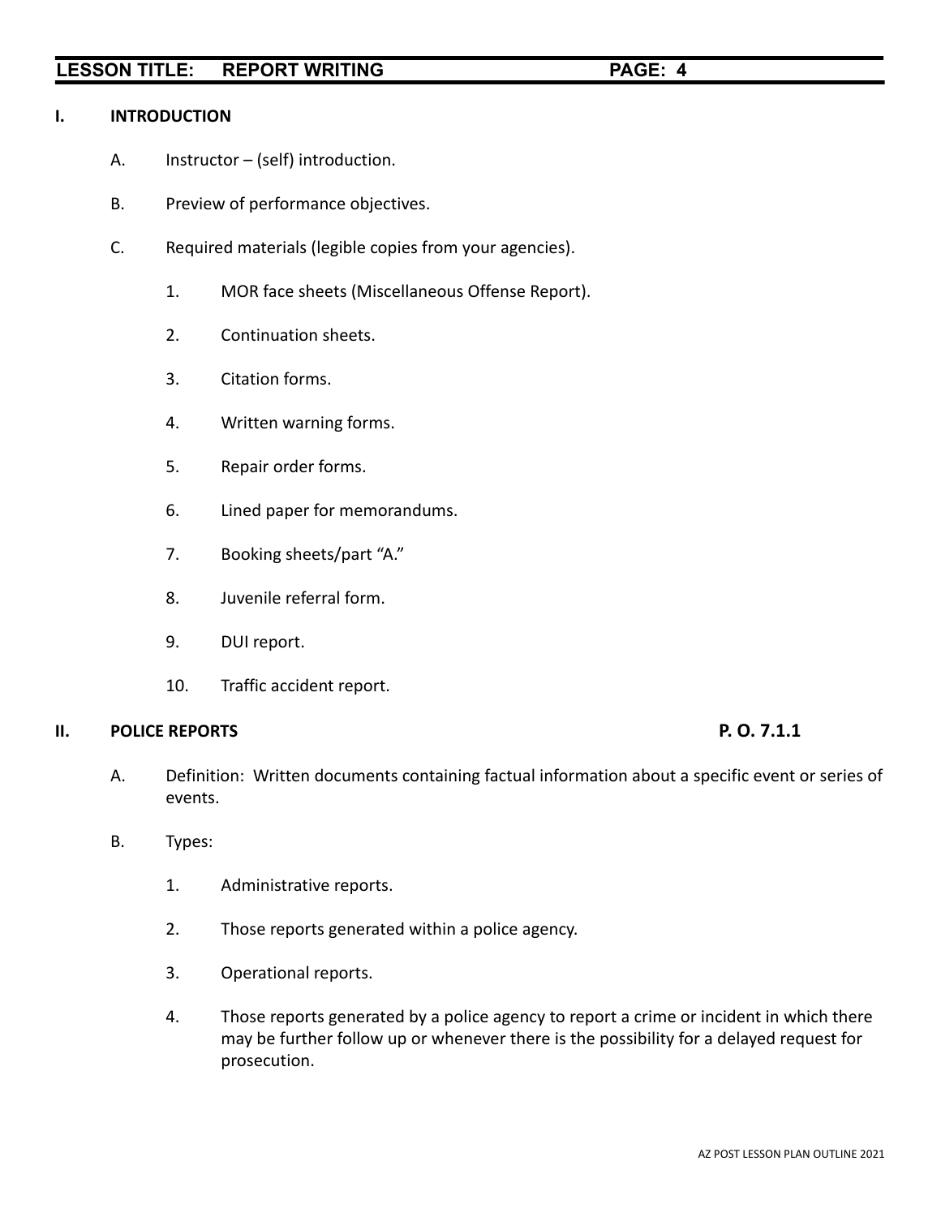## I. INTRODUCTION

A. Instructor – (self) introduction.

B. Preview of performance objectives.

C. Required materials (legible copies from your agencies).

1. MOR face sheets (Miscellaneous Offense Report).

2. Continuation sheets.

3. Citation forms.

4. Written warning forms.

5. Repair order forms.

6. Lined paper for memorandums.

7. Booking sheets/part "A."

8. Juvenile referral form.

9. DUI report.

10. Traffic accident report.

## II. POLICE REPORTS — P. O. 7.1.1

A. Definition: Written documents containing factual information about a specific event or series of events.

B. Types:

1. Administrative reports.

2. Those reports generated within a police agency.

3. Operational reports.

4. Those reports generated by a police agency to report a crime or incident in which there may be further follow up or whenever there is the possibility for a delayed request for prosecution.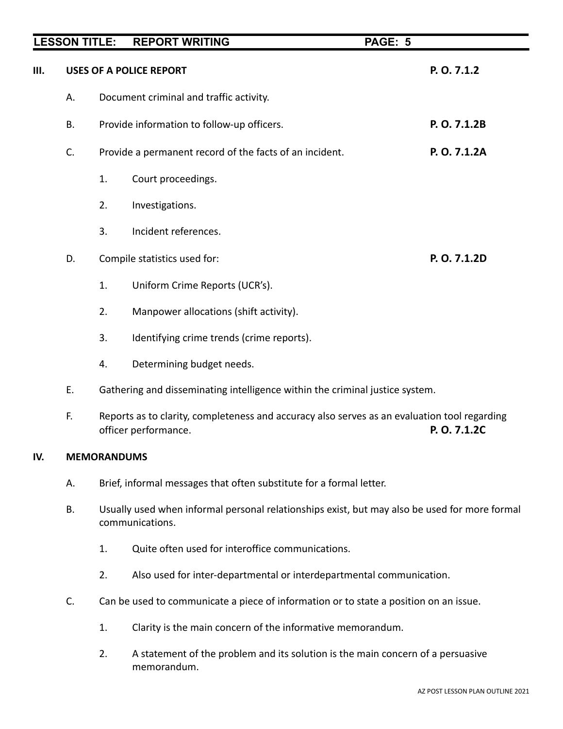## III. USES OF A POLICE REPORT **P. O. 7.1.2**

A. Document criminal and traffic activity.

B. Provide information to follow-up officers. **P. O. 7.1.2B**

C. Provide a permanent record of the facts of an incident. **P. O. 7.1.2A**

1. Court proceedings.
2. Investigations.
3. Incident references.

D. Compile statistics used for: **P. O. 7.1.2D**

1. Uniform Crime Reports (UCR's).
2. Manpower allocations (shift activity).
3. Identifying crime trends (crime reports).
4. Determining budget needs.

E. Gathering and disseminating intelligence within the criminal justice system.

F. Reports as to clarity, completeness and accuracy also serves as an evaluation tool regarding officer performance. **P. O. 7.1.2C**

## IV. MEMORANDUMS

A. Brief, informal messages that often substitute for a formal letter.

B. Usually used when informal personal relationships exist, but may also be used for more formal communications.

1. Quite often used for interoffice communications.
2. Also used for inter-departmental or interdepartmental communication.

C. Can be used to communicate a piece of information or to state a position on an issue.

1. Clarity is the main concern of the informative memorandum.
2. A statement of the problem and its solution is the main concern of a persuasive memorandum.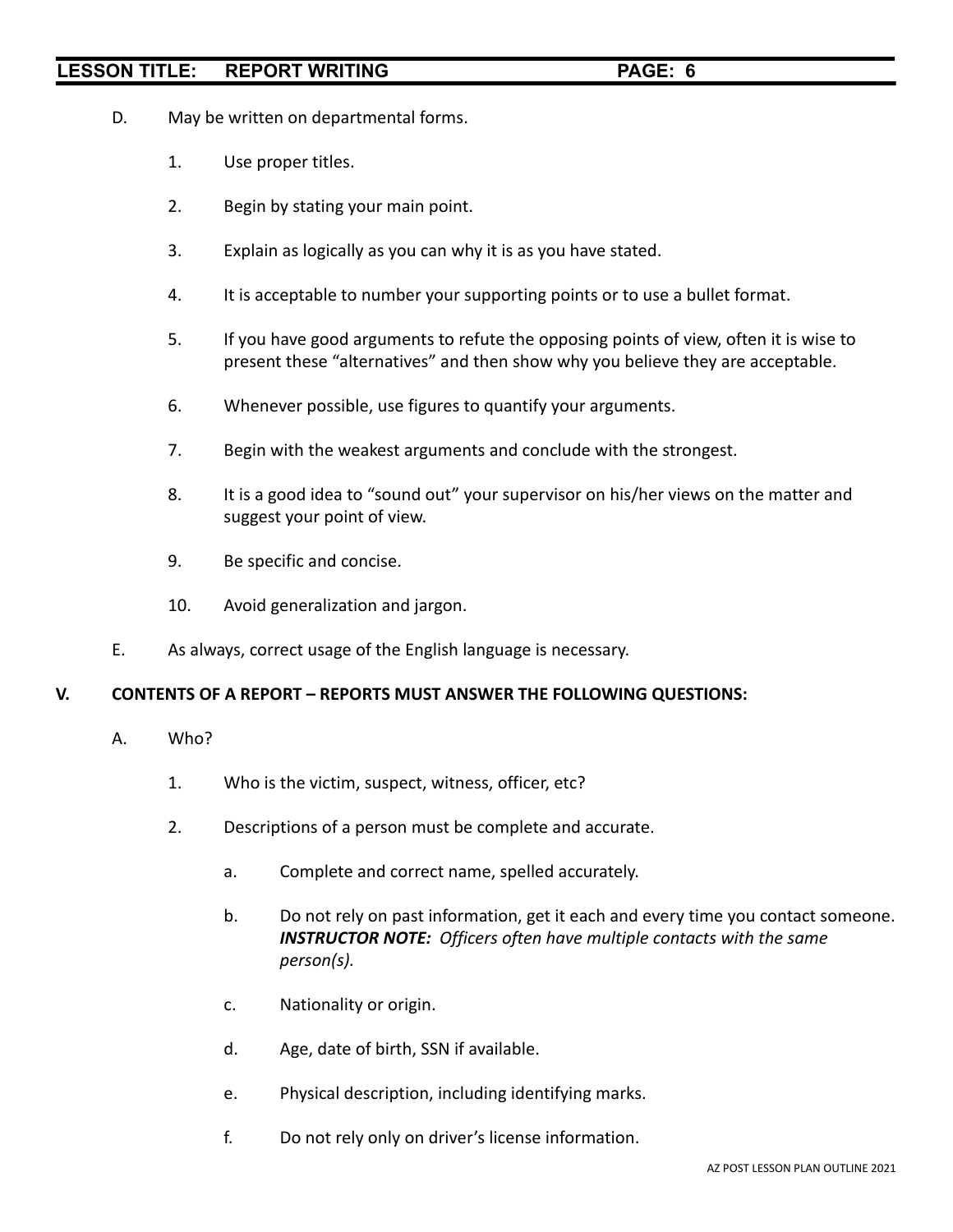D. May be written on departmental forms.

1. Use proper titles.

2. Begin by stating your main point.

3. Explain as logically as you can why it is as you have stated.

4. It is acceptable to number your supporting points or to use a bullet format.

5. If you have good arguments to refute the opposing points of view, often it is wise to present these "alternatives" and then show why you believe they are acceptable.

6. Whenever possible, use figures to quantify your arguments.

7. Begin with the weakest arguments and conclude with the strongest.

8. It is a good idea to "sound out" your supervisor on his/her views on the matter and suggest your point of view.

9. Be specific and concise.

10. Avoid generalization and jargon.

E. As always, correct usage of the English language is necessary.

## V. CONTENTS OF A REPORT – REPORTS MUST ANSWER THE FOLLOWING QUESTIONS:

A. Who?

1. Who is the victim, suspect, witness, officer, etc?

2. Descriptions of a person must be complete and accurate.

   a. Complete and correct name, spelled accurately.

   b. Do not rely on past information, get it each and every time you contact someone. ***INSTRUCTOR NOTE:*** *Officers often have multiple contacts with the same person(s).*

   c. Nationality or origin.

   d. Age, date of birth, SSN if available.

   e. Physical description, including identifying marks.

   f. Do not rely only on driver's license information.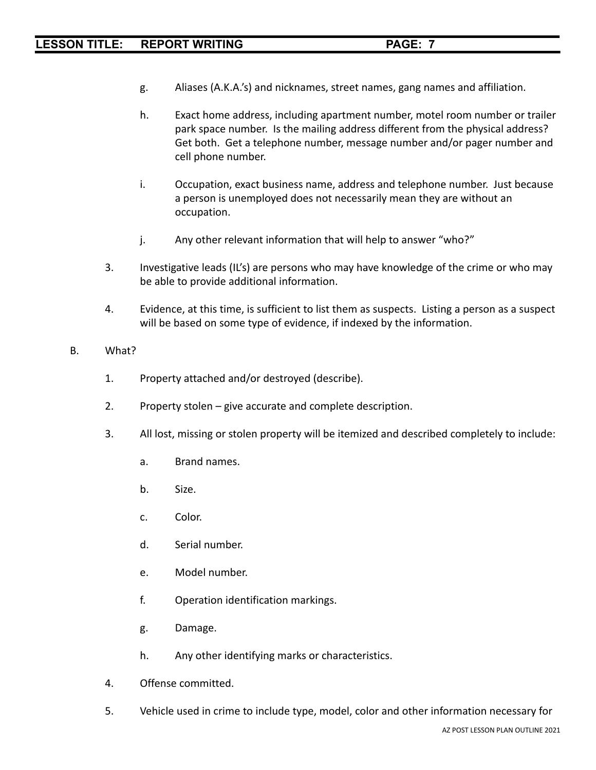g. Aliases (A.K.A.'s) and nicknames, street names, gang names and affiliation.

h. Exact home address, including apartment number, motel room number or trailer park space number. Is the mailing address different from the physical address? Get both. Get a telephone number, message number and/or pager number and cell phone number.

i. Occupation, exact business name, address and telephone number. Just because a person is unemployed does not necessarily mean they are without an occupation.

j. Any other relevant information that will help to answer "who?"

3. Investigative leads (IL's) are persons who may have knowledge of the crime or who may be able to provide additional information.

4. Evidence, at this time, is sufficient to list them as suspects. Listing a person as a suspect will be based on some type of evidence, if indexed by the information.

B. What?

1. Property attached and/or destroyed (describe).

2. Property stolen – give accurate and complete description.

3. All lost, missing or stolen property will be itemized and described completely to include:

   a. Brand names.

   b. Size.

   c. Color.

   d. Serial number.

   e. Model number.

   f. Operation identification markings.

   g. Damage.

   h. Any other identifying marks or characteristics.

4. Offense committed.

5. Vehicle used in crime to include type, model, color and other information necessary for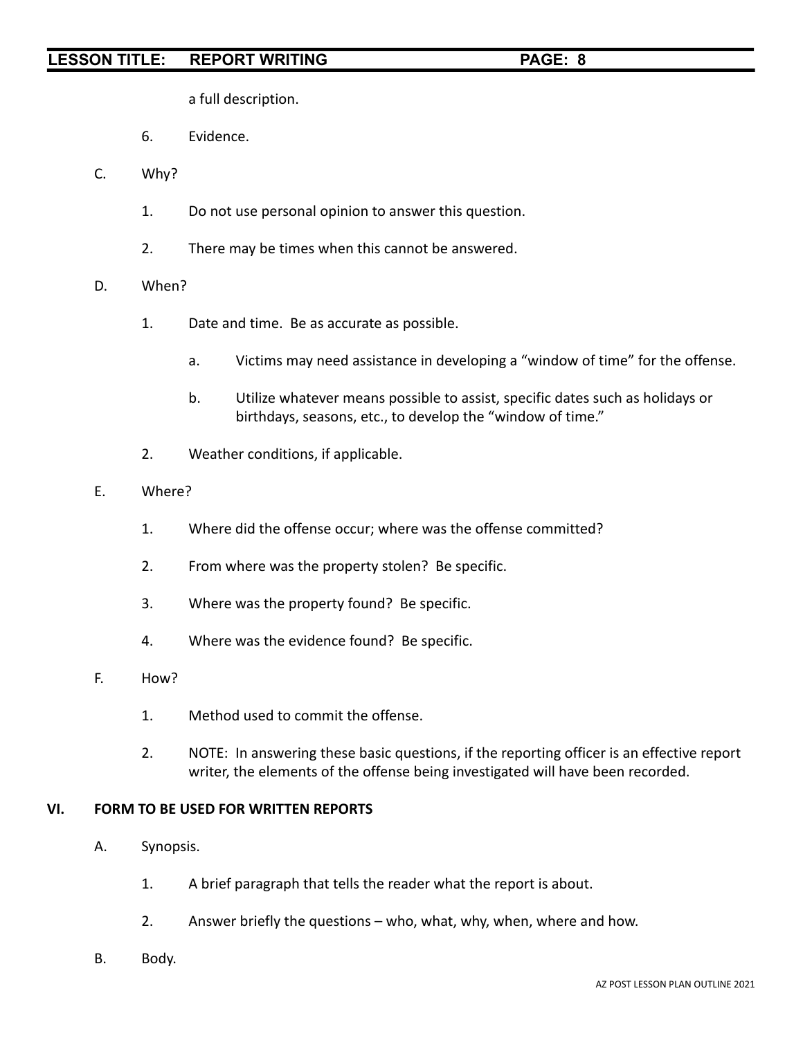a full description.

6. Evidence.

C. Why?

1. Do not use personal opinion to answer this question.

2. There may be times when this cannot be answered.

D. When?

1. Date and time. Be as accurate as possible.

a. Victims may need assistance in developing a "window of time" for the offense.

b. Utilize whatever means possible to assist, specific dates such as holidays or birthdays, seasons, etc., to develop the "window of time."

2. Weather conditions, if applicable.

E. Where?

1. Where did the offense occur; where was the offense committed?

2. From where was the property stolen? Be specific.

3. Where was the property found? Be specific.

4. Where was the evidence found? Be specific.

F. How?

1. Method used to commit the offense.

2. NOTE: In answering these basic questions, if the reporting officer is an effective report writer, the elements of the offense being investigated will have been recorded.

## VI. FORM TO BE USED FOR WRITTEN REPORTS

A. Synopsis.

1. A brief paragraph that tells the reader what the report is about.

2. Answer briefly the questions – who, what, why, when, where and how.

B. Body.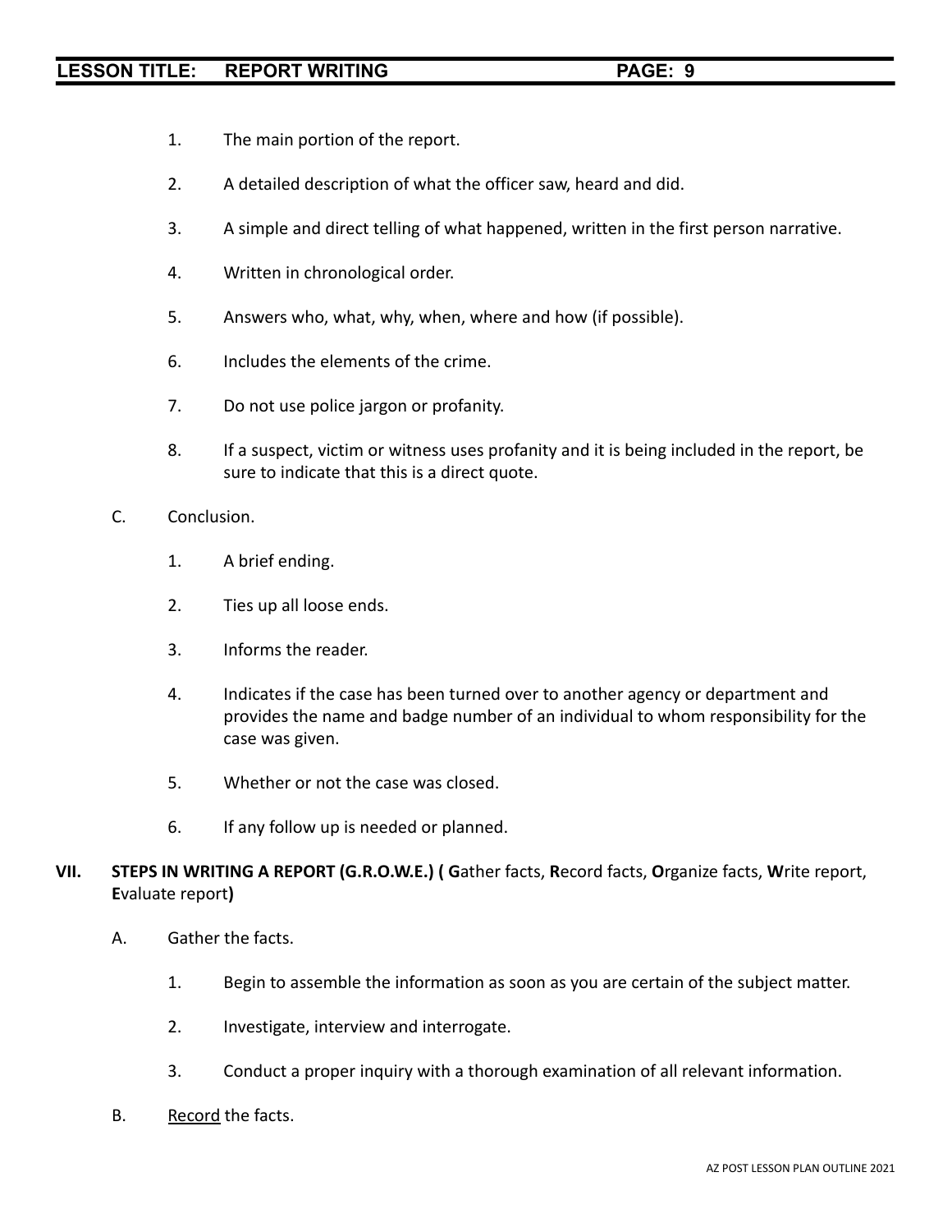1. The main portion of the report.

2. A detailed description of what the officer saw, heard and did.

3. A simple and direct telling of what happened, written in the first person narrative.

4. Written in chronological order.

5. Answers who, what, why, when, where and how (if possible).

6. Includes the elements of the crime.

7. Do not use police jargon or profanity.

8. If a suspect, victim or witness uses profanity and it is being included in the report, be sure to indicate that this is a direct quote.

C. Conclusion.

1. A brief ending.

2. Ties up all loose ends.

3. Informs the reader.

4. Indicates if the case has been turned over to another agency or department and provides the name and badge number of an individual to whom responsibility for the case was given.

5. Whether or not the case was closed.

6. If any follow up is needed or planned.

## VII. STEPS IN WRITING A REPORT (G.R.O.W.E.) ( **G**ather facts, **R**ecord facts, **O**rganize facts, **W**rite report, **E**valuate report**)**

A. Gather the facts.

1. Begin to assemble the information as soon as you are certain of the subject matter.

2. Investigate, interview and interrogate.

3. Conduct a proper inquiry with a thorough examination of all relevant information.

B. <u>Record</u> the facts.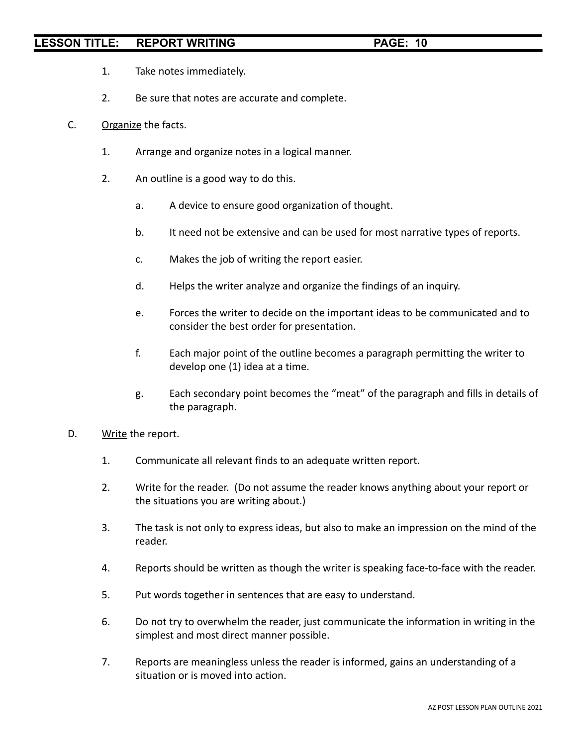1. Take notes immediately.

2. Be sure that notes are accurate and complete.

C. <u>Organize</u> the facts.

   1. Arrange and organize notes in a logical manner.

   2. An outline is a good way to do this.

      a. A device to ensure good organization of thought.

      b. It need not be extensive and can be used for most narrative types of reports.

      c. Makes the job of writing the report easier.

      d. Helps the writer analyze and organize the findings of an inquiry.

      e. Forces the writer to decide on the important ideas to be communicated and to consider the best order for presentation.

      f. Each major point of the outline becomes a paragraph permitting the writer to develop one (1) idea at a time.

      g. Each secondary point becomes the "meat" of the paragraph and fills in details of the paragraph.

D. <u>Write</u> the report.

   1. Communicate all relevant finds to an adequate written report.

   2. Write for the reader. (Do not assume the reader knows anything about your report or the situations you are writing about.)

   3. The task is not only to express ideas, but also to make an impression on the mind of the reader.

   4. Reports should be written as though the writer is speaking face-to-face with the reader.

   5. Put words together in sentences that are easy to understand.

   6. Do not try to overwhelm the reader, just communicate the information in writing in the simplest and most direct manner possible.

   7. Reports are meaningless unless the reader is informed, gains an understanding of a situation or is moved into action.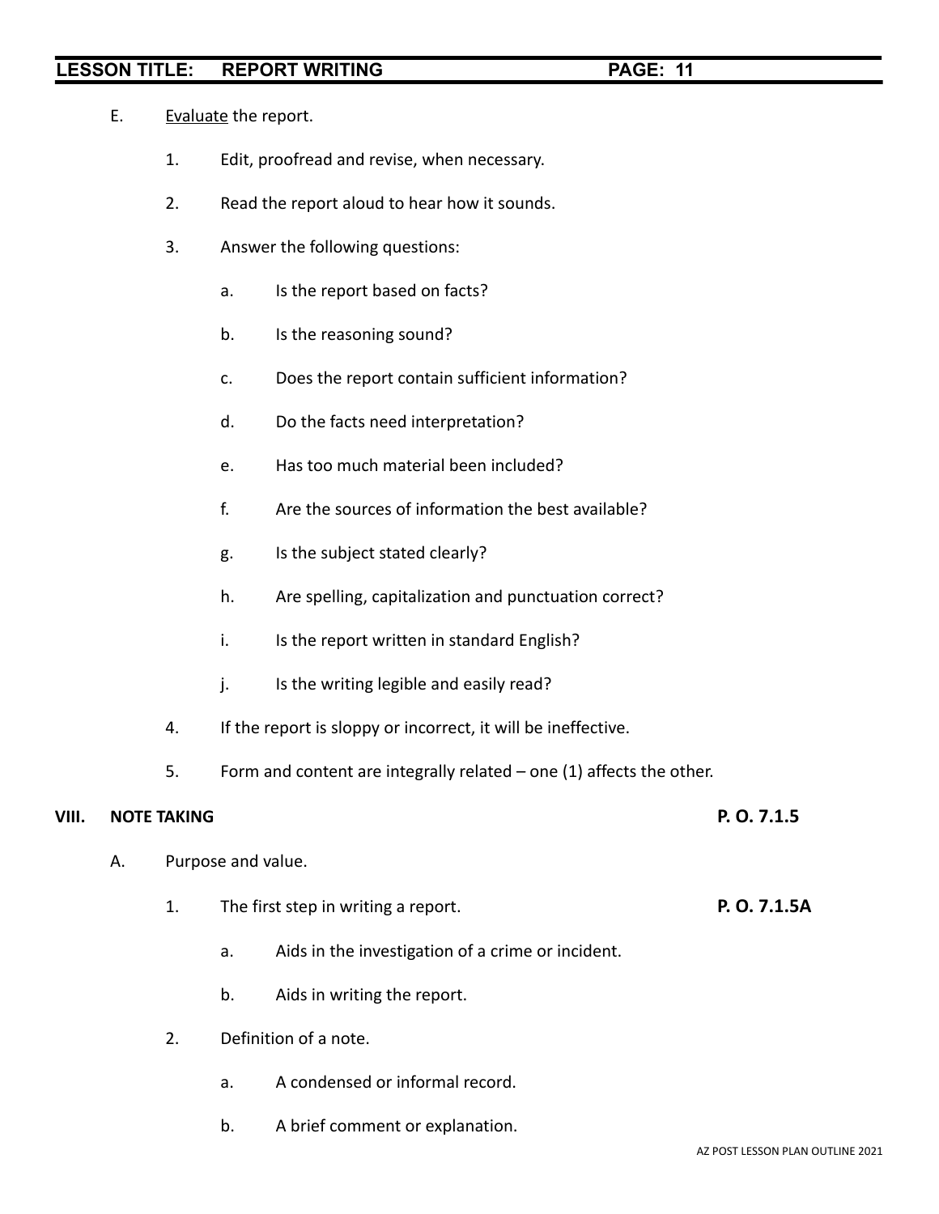E. <u>Evaluate</u> the report.

   1. Edit, proofread and revise, when necessary.

   2. Read the report aloud to hear how it sounds.

   3. Answer the following questions:

      a. Is the report based on facts?

      b. Is the reasoning sound?

      c. Does the report contain sufficient information?

      d. Do the facts need interpretation?

      e. Has too much material been included?

      f. Are the sources of information the best available?

      g. Is the subject stated clearly?

      h. Are spelling, capitalization and punctuation correct?

      i. Is the report written in standard English?

      j. Is the writing legible and easily read?

   4. If the report is sloppy or incorrect, it will be ineffective.

   5. Form and content are integrally related – one (1) affects the other.

## VIII. NOTE TAKING **P. O. 7.1.5**

A. Purpose and value.

   1. The first step in writing a report. **P. O. 7.1.5A**

      a. Aids in the investigation of a crime or incident.

      b. Aids in writing the report.

   2. Definition of a note.

      a. A condensed or informal record.

      b. A brief comment or explanation.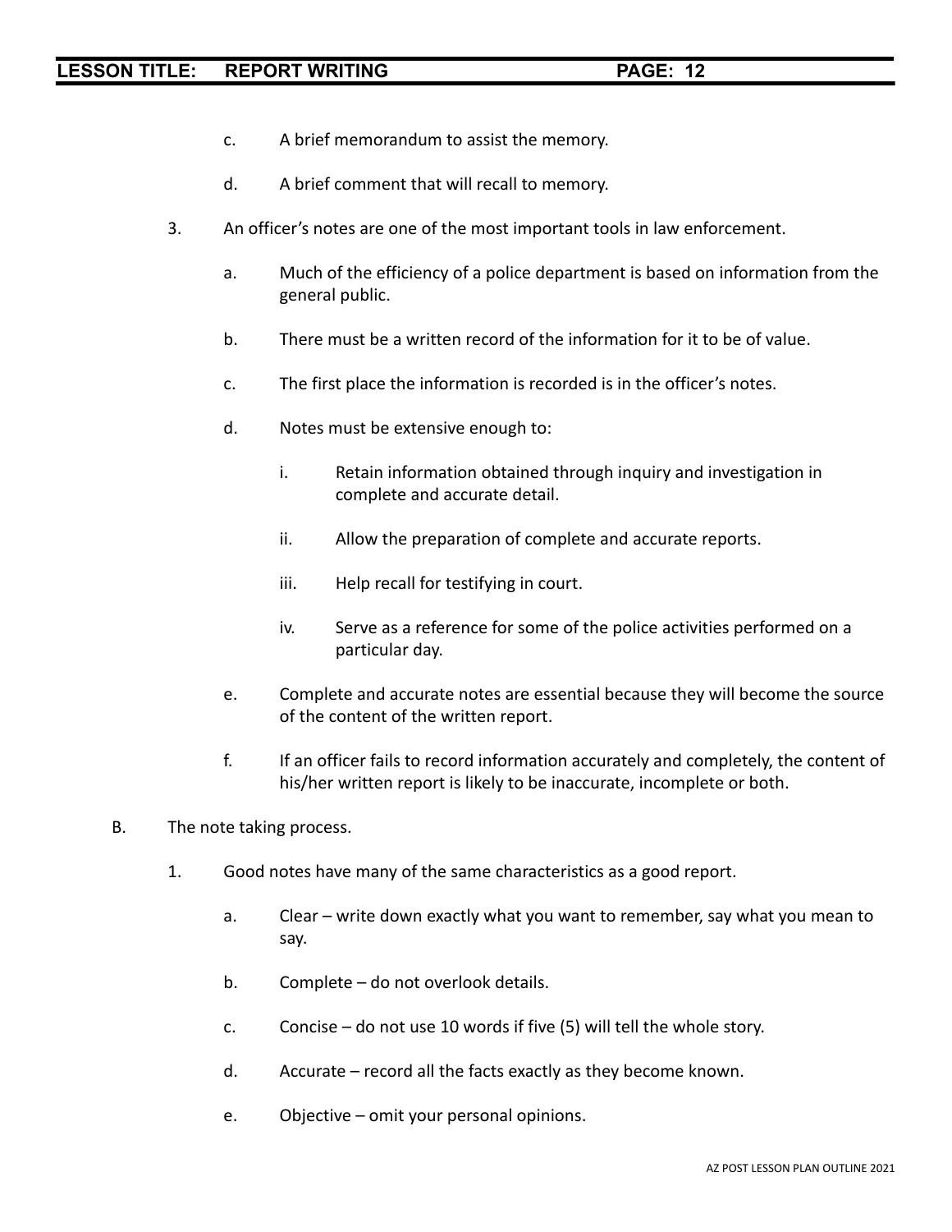c. A brief memorandum to assist the memory.

d. A brief comment that will recall to memory.

3. An officer's notes are one of the most important tools in law enforcement.

   a. Much of the efficiency of a police department is based on information from the general public.

   b. There must be a written record of the information for it to be of value.

   c. The first place the information is recorded is in the officer's notes.

   d. Notes must be extensive enough to:

      i. Retain information obtained through inquiry and investigation in complete and accurate detail.

      ii. Allow the preparation of complete and accurate reports.

      iii. Help recall for testifying in court.

      iv. Serve as a reference for some of the police activities performed on a particular day.

   e. Complete and accurate notes are essential because they will become the source of the content of the written report.

   f. If an officer fails to record information accurately and completely, the content of his/her written report is likely to be inaccurate, incomplete or both.

B. The note taking process.

1. Good notes have many of the same characteristics as a good report.

   a. Clear – write down exactly what you want to remember, say what you mean to say.

   b. Complete – do not overlook details.

   c. Concise – do not use 10 words if five (5) will tell the whole story.

   d. Accurate – record all the facts exactly as they become known.

   e. Objective – omit your personal opinions.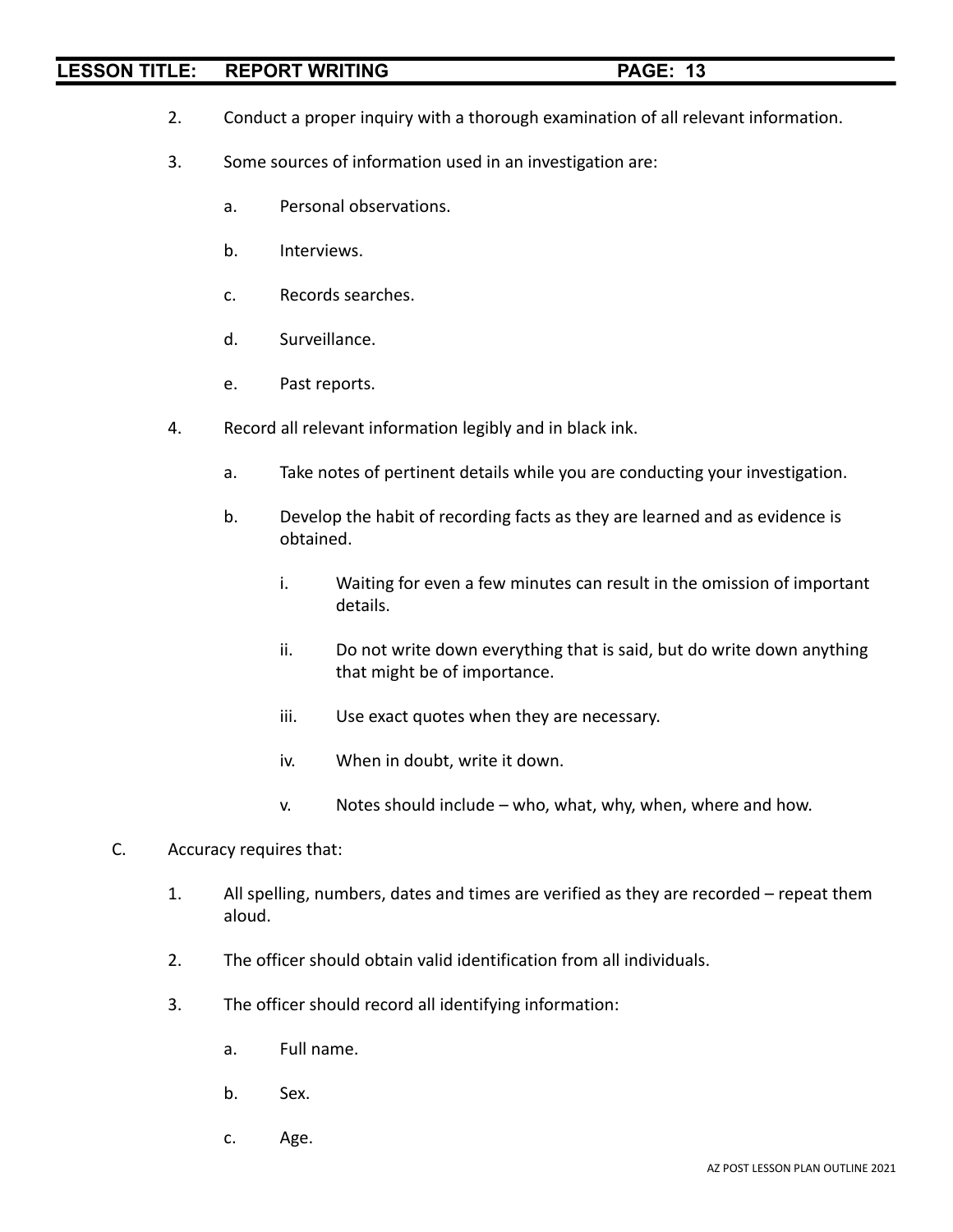2. Conduct a proper inquiry with a thorough examination of all relevant information.

3. Some sources of information used in an investigation are:

   a. Personal observations.

   b. Interviews.

   c. Records searches.

   d. Surveillance.

   e. Past reports.

4. Record all relevant information legibly and in black ink.

   a. Take notes of pertinent details while you are conducting your investigation.

   b. Develop the habit of recording facts as they are learned and as evidence is obtained.

      i. Waiting for even a few minutes can result in the omission of important details.

      ii. Do not write down everything that is said, but do write down anything that might be of importance.

      iii. Use exact quotes when they are necessary.

      iv. When in doubt, write it down.

      v. Notes should include – who, what, why, when, where and how.

C. Accuracy requires that:

1. All spelling, numbers, dates and times are verified as they are recorded – repeat them aloud.

2. The officer should obtain valid identification from all individuals.

3. The officer should record all identifying information:

   a. Full name.

   b. Sex.

   c. Age.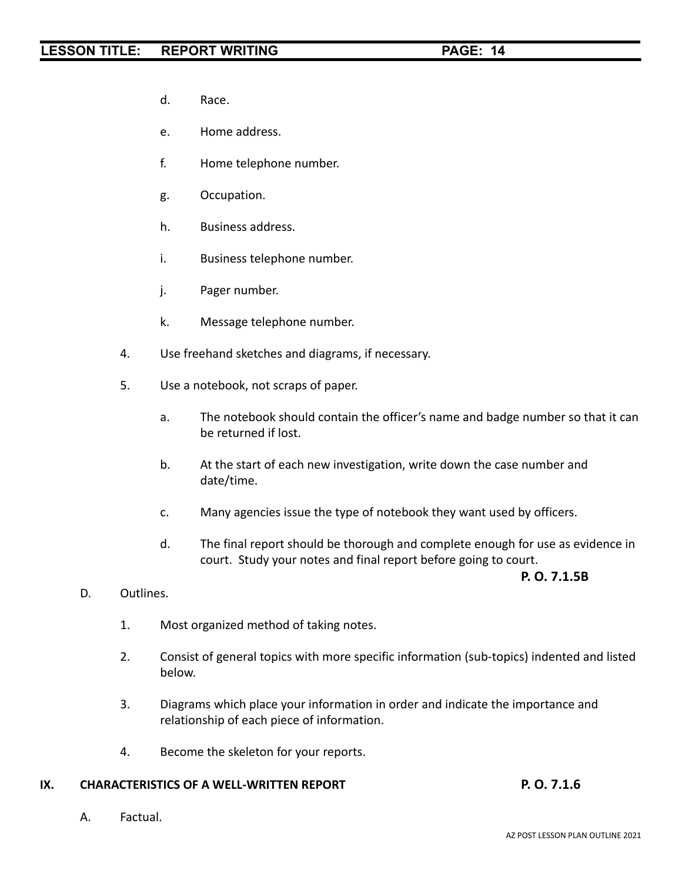d. Race.

e. Home address.

f. Home telephone number.

g. Occupation.

h. Business address.

i. Business telephone number.

j. Pager number.

k. Message telephone number.

4. Use freehand sketches and diagrams, if necessary.

5. Use a notebook, not scraps of paper.

   a. The notebook should contain the officer's name and badge number so that it can be returned if lost.

   b. At the start of each new investigation, write down the case number and date/time.

   c. Many agencies issue the type of notebook they want used by officers.

   d. The final report should be thorough and complete enough for use as evidence in court. Study your notes and final report before going to court.

**P. O. 7.1.5B**

D. Outlines.

1. Most organized method of taking notes.

2. Consist of general topics with more specific information (sub-topics) indented and listed below.

3. Diagrams which place your information in order and indicate the importance and relationship of each piece of information.

4. Become the skeleton for your reports.

## IX. CHARACTERISTICS OF A WELL-WRITTEN REPORT **P. O. 7.1.6**

A. Factual.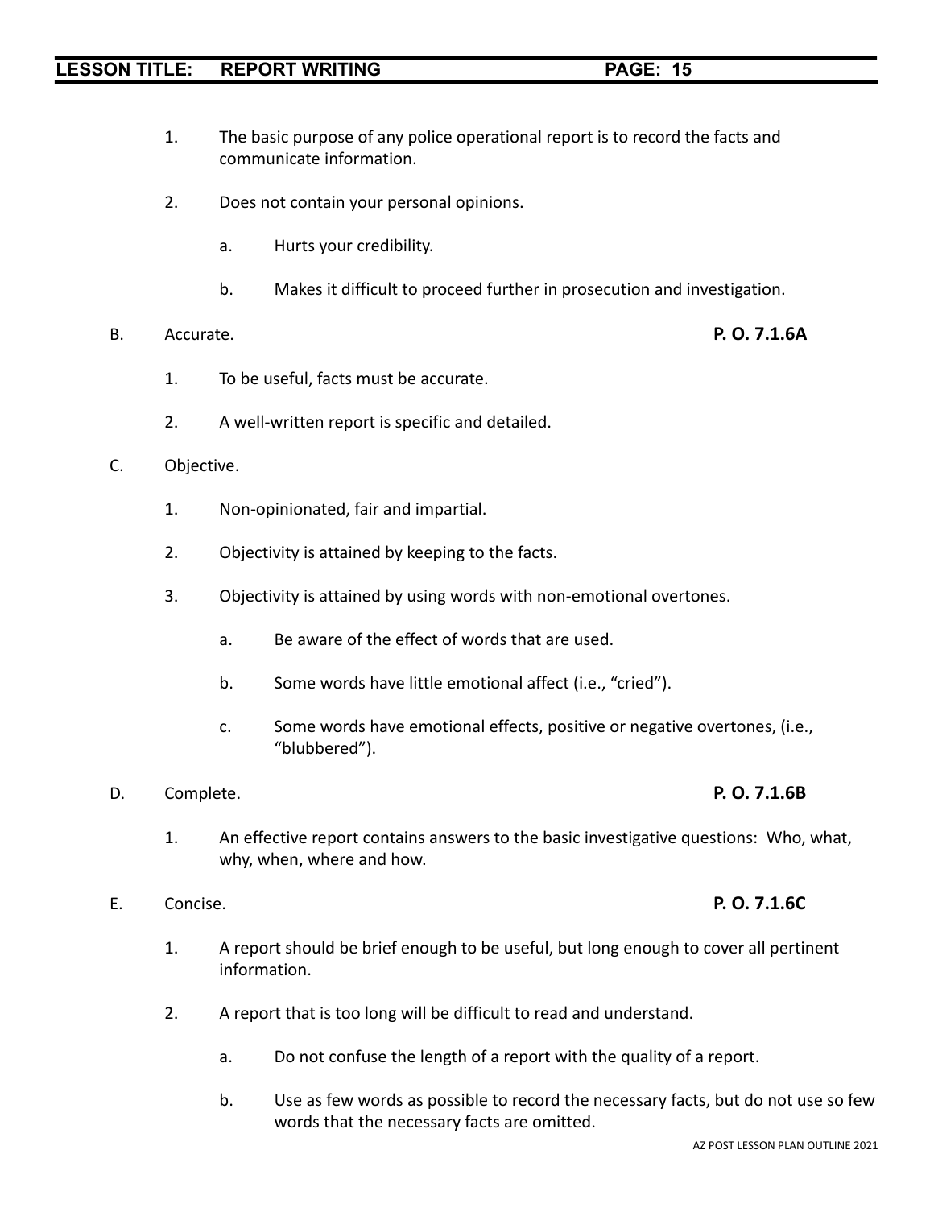1. The basic purpose of any police operational report is to record the facts and communicate information.

2. Does not contain your personal opinions.

   a. Hurts your credibility.

   b. Makes it difficult to proceed further in prosecution and investigation.

B. Accurate. **P. O. 7.1.6A**

1. To be useful, facts must be accurate.

2. A well-written report is specific and detailed.

C. Objective.

1. Non-opinionated, fair and impartial.

2. Objectivity is attained by keeping to the facts.

3. Objectivity is attained by using words with non-emotional overtones.

   a. Be aware of the effect of words that are used.

   b. Some words have little emotional affect (i.e., "cried").

   c. Some words have emotional effects, positive or negative overtones, (i.e., "blubbered").

D. Complete. **P. O. 7.1.6B**

1. An effective report contains answers to the basic investigative questions: Who, what, why, when, where and how.

E. Concise. **P. O. 7.1.6C**

1. A report should be brief enough to be useful, but long enough to cover all pertinent information.

2. A report that is too long will be difficult to read and understand.

   a. Do not confuse the length of a report with the quality of a report.

   b. Use as few words as possible to record the necessary facts, but do not use so few words that the necessary facts are omitted.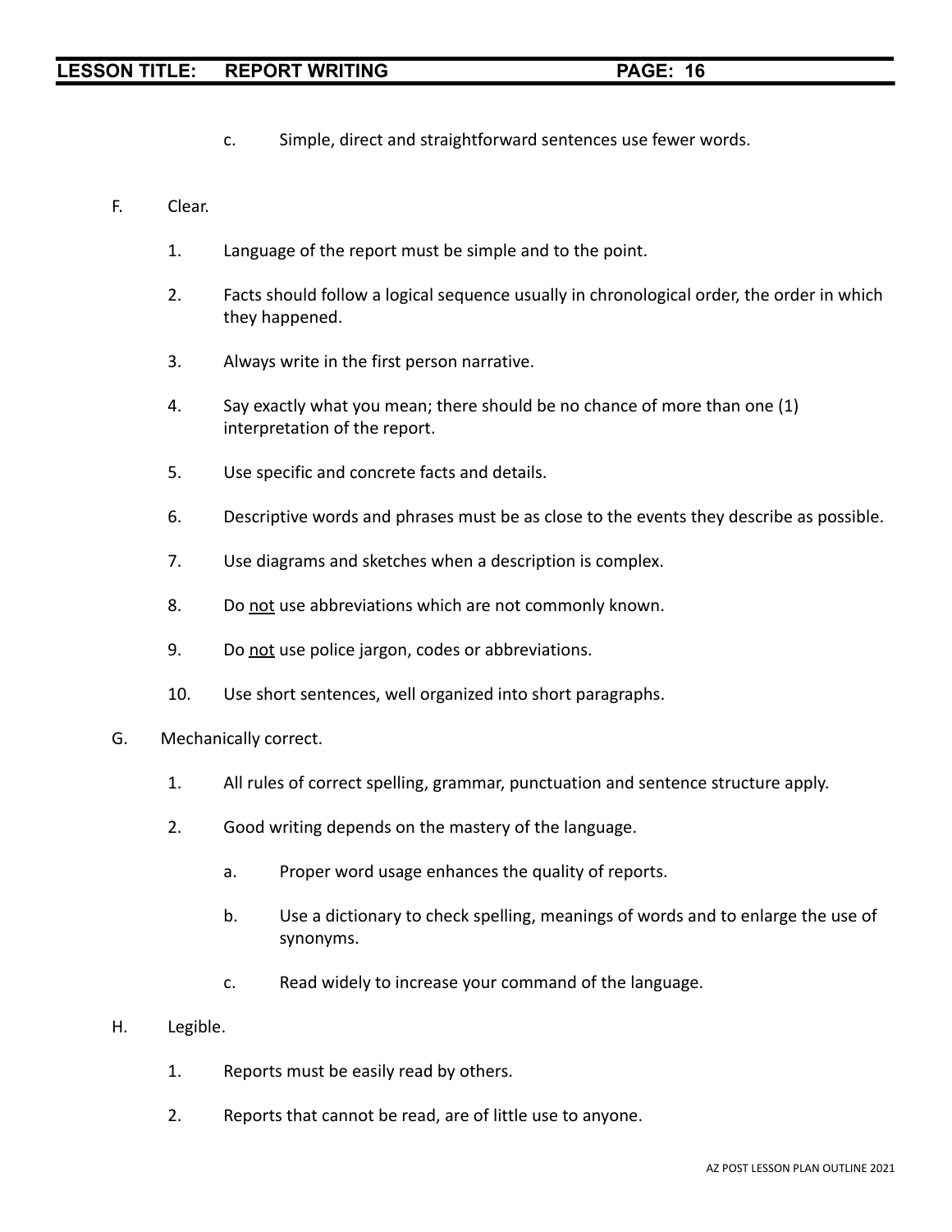c. Simple, direct and straightforward sentences use fewer words.

F. Clear.

1. Language of the report must be simple and to the point.

2. Facts should follow a logical sequence usually in chronological order, the order in which they happened.

3. Always write in the first person narrative.

4. Say exactly what you mean; there should be no chance of more than one (1) interpretation of the report.

5. Use specific and concrete facts and details.

6. Descriptive words and phrases must be as close to the events they describe as possible.

7. Use diagrams and sketches when a description is complex.

8. Do <u>not</u> use abbreviations which are not commonly known.

9. Do <u>not</u> use police jargon, codes or abbreviations.

10. Use short sentences, well organized into short paragraphs.

G. Mechanically correct.

1. All rules of correct spelling, grammar, punctuation and sentence structure apply.

2. Good writing depends on the mastery of the language.

   a. Proper word usage enhances the quality of reports.

   b. Use a dictionary to check spelling, meanings of words and to enlarge the use of synonyms.

   c. Read widely to increase your command of the language.

H. Legible.

1. Reports must be easily read by others.

2. Reports that cannot be read, are of little use to anyone.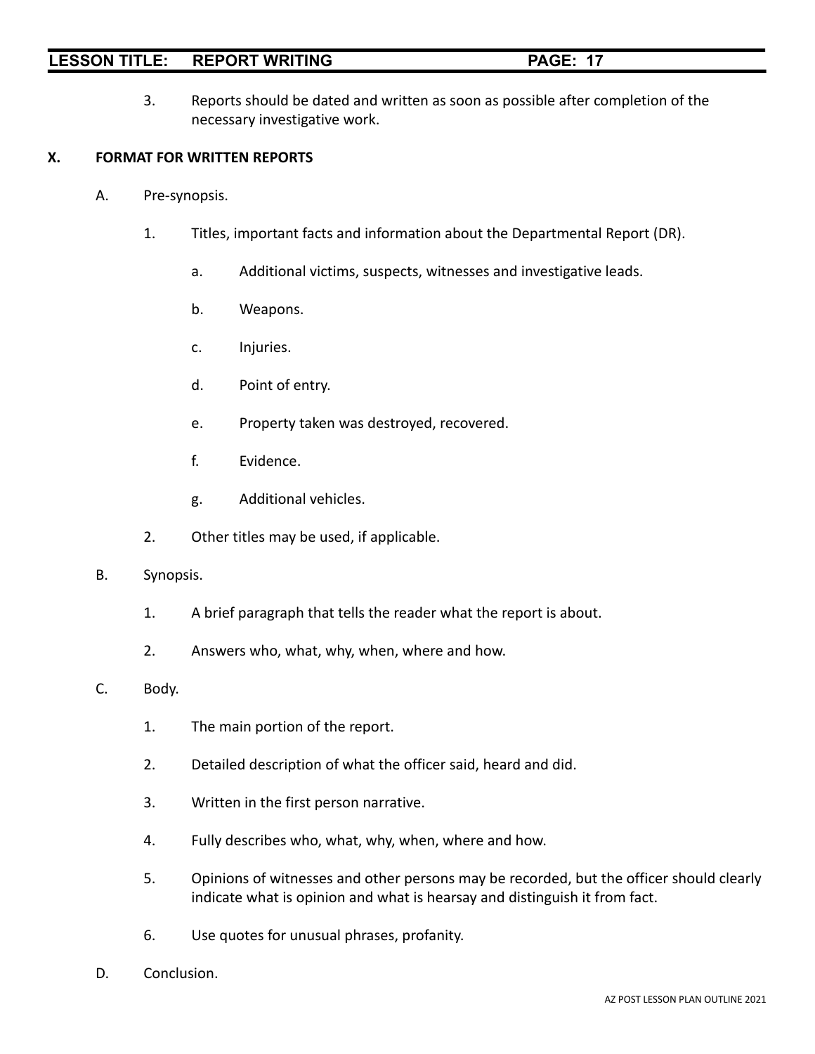3. Reports should be dated and written as soon as possible after completion of the necessary investigative work.

## X. FORMAT FOR WRITTEN REPORTS

A. Pre-synopsis.

1. Titles, important facts and information about the Departmental Report (DR).

   a. Additional victims, suspects, witnesses and investigative leads.

   b. Weapons.

   c. Injuries.

   d. Point of entry.

   e. Property taken was destroyed, recovered.

   f. Evidence.

   g. Additional vehicles.

2. Other titles may be used, if applicable.

B. Synopsis.

1. A brief paragraph that tells the reader what the report is about.

2. Answers who, what, why, when, where and how.

C. Body.

1. The main portion of the report.

2. Detailed description of what the officer said, heard and did.

3. Written in the first person narrative.

4. Fully describes who, what, why, when, where and how.

5. Opinions of witnesses and other persons may be recorded, but the officer should clearly indicate what is opinion and what is hearsay and distinguish it from fact.

6. Use quotes for unusual phrases, profanity.

D. Conclusion.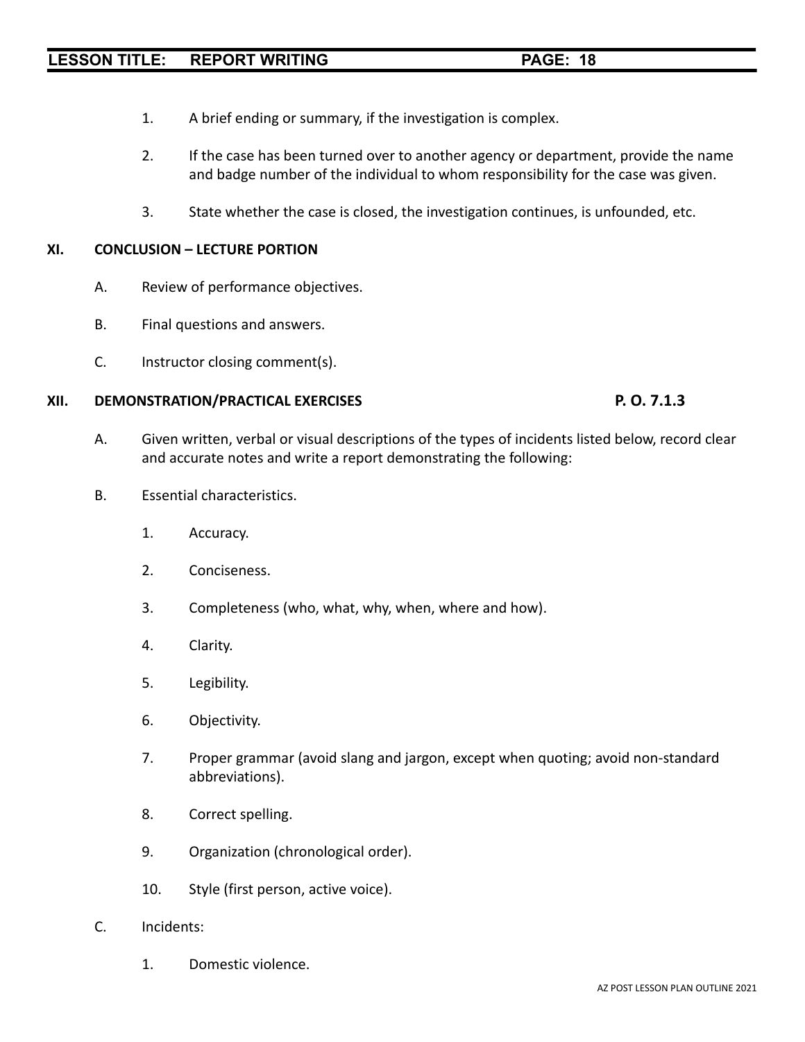1. A brief ending or summary, if the investigation is complex.

2. If the case has been turned over to another agency or department, provide the name and badge number of the individual to whom responsibility for the case was given.

3. State whether the case is closed, the investigation continues, is unfounded, etc.

## XI. CONCLUSION – LECTURE PORTION

A. Review of performance objectives.

B. Final questions and answers.

C. Instructor closing comment(s).

## XII. DEMONSTRATION/PRACTICAL EXERCISES — P. O. 7.1.3

A. Given written, verbal or visual descriptions of the types of incidents listed below, record clear and accurate notes and write a report demonstrating the following:

B. Essential characteristics.

1. Accuracy.

2. Conciseness.

3. Completeness (who, what, why, when, where and how).

4. Clarity.

5. Legibility.

6. Objectivity.

7. Proper grammar (avoid slang and jargon, except when quoting; avoid non-standard abbreviations).

8. Correct spelling.

9. Organization (chronological order).

10. Style (first person, active voice).

C. Incidents:

1. Domestic violence.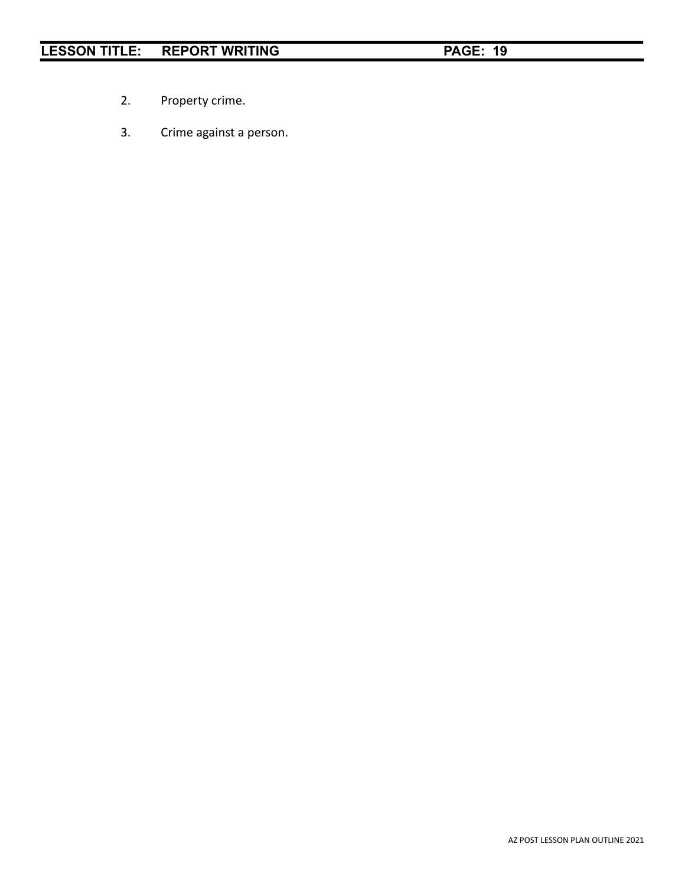2. Property crime.

3. Crime against a person.